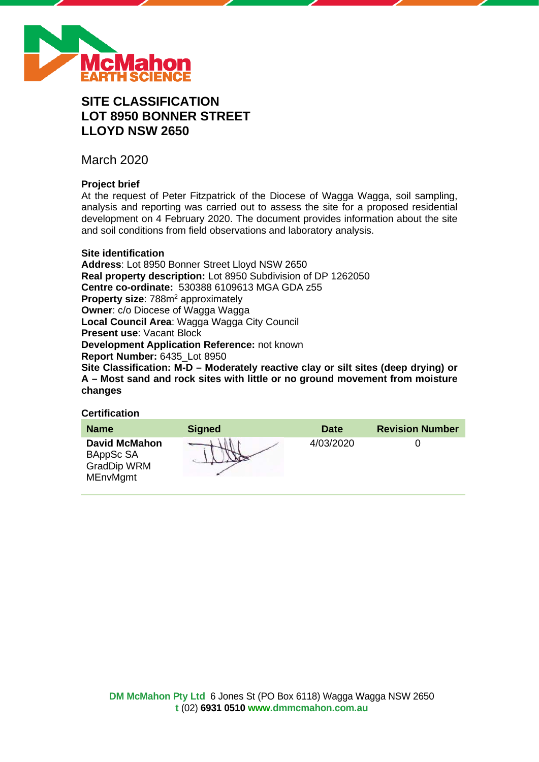# SITE CLASSIFICATION
# LOT 8950 BONNER STREET
# LLOYD NSW 2650

March 2020

**Project brief**

At the request of Peter Fitzpatrick of the Diocese of Wagga Wagga, soil sampling, analysis and reporting was carried out to assess the site for a proposed residential development on 4 February 2020. The document provides information about the site and soil conditions from field observations and laboratory analysis.

**Site identification**

**Address**: Lot 8950 Bonner Street Lloyd NSW 2650
**Real property description:** Lot 8950 Subdivision of DP 1262050
**Centre co-ordinate:** 530388 6109613 MGA GDA z55
**Property size**: 788m$^2$ approximately
**Owner**: c/o Diocese of Wagga Wagga
**Local Council Area**: Wagga Wagga City Council
**Present use**: Vacant Block
**Development Application Reference:** not known
**Report Number:** 6435_Lot 8950
**Site Classification: M-D – Moderately reactive clay or silt sites (deep drying) or A – Most sand and rock sites with little or no ground movement from moisture changes**

**Certification**

| Name | Signed | Date | Revision Number |
|---|---|---|---|
| **David McMahon** BAppSc SA GradDip WRM MEnvMgmt | | 4/03/2020 | 0 |

**DM McMahon Pty Ltd** 6 Jones St (PO Box 6118) Wagga Wagga NSW 2650
**t** (02) **6931 0510** **www.dmmcmahon.com.au**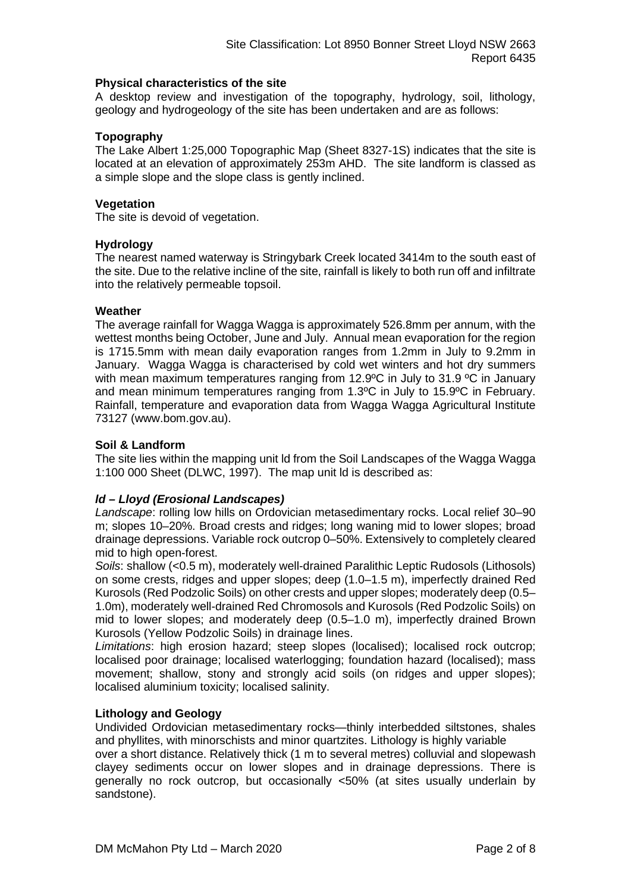### Physical characteristics of the site

A desktop review and investigation of the topography, hydrology, soil, lithology, geology and hydrogeology of the site has been undertaken and are as follows:

### Topography

The Lake Albert 1:25,000 Topographic Map (Sheet 8327-1S) indicates that the site is located at an elevation of approximately 253m AHD. The site landform is classed as a simple slope and the slope class is gently inclined.

### Vegetation

The site is devoid of vegetation.

### Hydrology

The nearest named waterway is Stringybark Creek located 3414m to the south east of the site. Due to the relative incline of the site, rainfall is likely to both run off and infiltrate into the relatively permeable topsoil.

### Weather

The average rainfall for Wagga Wagga is approximately 526.8mm per annum, with the wettest months being October, June and July. Annual mean evaporation for the region is 1715.5mm with mean daily evaporation ranges from 1.2mm in July to 9.2mm in January. Wagga Wagga is characterised by cold wet winters and hot dry summers with mean maximum temperatures ranging from 12.9ºC in July to 31.9 ºC in January and mean minimum temperatures ranging from 1.3ºC in July to 15.9ºC in February. Rainfall, temperature and evaporation data from Wagga Wagga Agricultural Institute 73127 (www.bom.gov.au).

### Soil & Landform

The site lies within the mapping unit ld from the Soil Landscapes of the Wagga Wagga 1:100 000 Sheet (DLWC, 1997). The map unit ld is described as:

#### *ld – Lloyd (Erosional Landscapes)*

*Landscape*: rolling low hills on Ordovician metasedimentary rocks. Local relief 30–90 m; slopes 10–20%. Broad crests and ridges; long waning mid to lower slopes; broad drainage depressions. Variable rock outcrop 0–50%. Extensively to completely cleared mid to high open-forest.

*Soils*: shallow (<0.5 m), moderately well-drained Paralithic Leptic Rudosols (Lithosols) on some crests, ridges and upper slopes; deep (1.0–1.5 m), imperfectly drained Red Kurosols (Red Podzolic Soils) on other crests and upper slopes; moderately deep (0.5–1.0m), moderately well-drained Red Chromosols and Kurosols (Red Podzolic Soils) on mid to lower slopes; and moderately deep (0.5–1.0 m), imperfectly drained Brown Kurosols (Yellow Podzolic Soils) in drainage lines.

*Limitations*: high erosion hazard; steep slopes (localised); localised rock outcrop; localised poor drainage; localised waterlogging; foundation hazard (localised); mass movement; shallow, stony and strongly acid soils (on ridges and upper slopes); localised aluminium toxicity; localised salinity.

### Lithology and Geology

Undivided Ordovician metasedimentary rocks—thinly interbedded siltstones, shales and phyllites, with minorschists and minor quartzites. Lithology is highly variable over a short distance. Relatively thick (1 m to several metres) colluvial and slopewash clayey sediments occur on lower slopes and in drainage depressions. There is generally no rock outcrop, but occasionally <50% (at sites usually underlain by sandstone).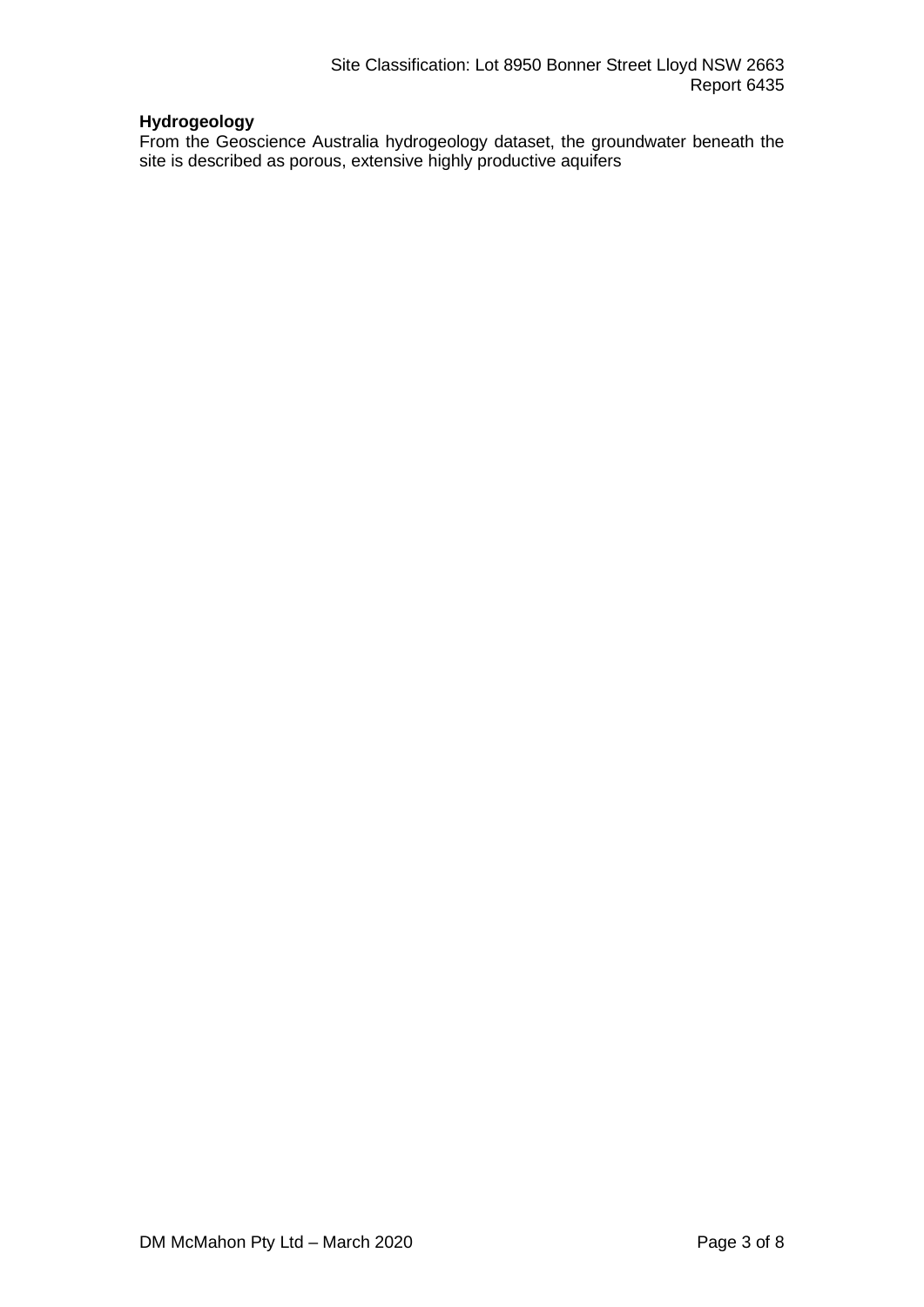**Hydrogeology**

From the Geoscience Australia hydrogeology dataset, the groundwater beneath the site is described as porous, extensive highly productive aquifers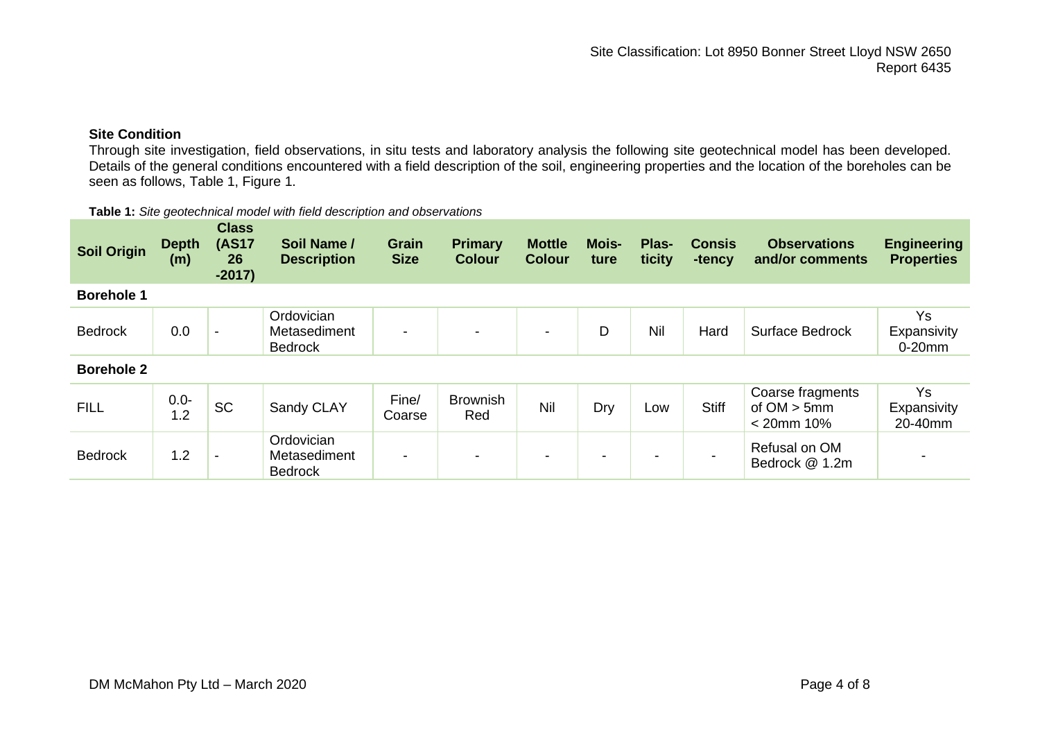### Site Condition

Through site investigation, field observations, in situ tests and laboratory analysis the following site geotechnical model has been developed. Details of the general conditions encountered with a field description of the soil, engineering properties and the location of the boreholes can be seen as follows, Table 1, Figure 1.

**Table 1:** *Site geotechnical model with field description and observations*

| Soil Origin | Depth (m) | Class (AS1726-2017) | Soil Name / Description | Grain Size | Primary Colour | Mottle Colour | Moisture | Plasticity | Consistency | Observations and/or comments | Engineering Properties |
|---|---|---|---|---|---|---|---|---|---|---|---|
| **Borehole 1** | | | | | | | | | | | |
| Bedrock | 0.0 | - | Ordovician Metasediment Bedrock | - | - | - | D | Nil | Hard | Surface Bedrock | Ys Expansivity 0-20mm |
| **Borehole 2** | | | | | | | | | | | |
| FILL | 0.0-1.2 | SC | Sandy CLAY | Fine/ Coarse | Brownish Red | Nil | Dry | Low | Stiff | Coarse fragments of OM > 5mm < 20mm 10% | Ys Expansivity 20-40mm |
| Bedrock | 1.2 | - | Ordovician Metasediment Bedrock | - | - | - | - | - | - | Refusal on OM Bedrock @ 1.2m | - |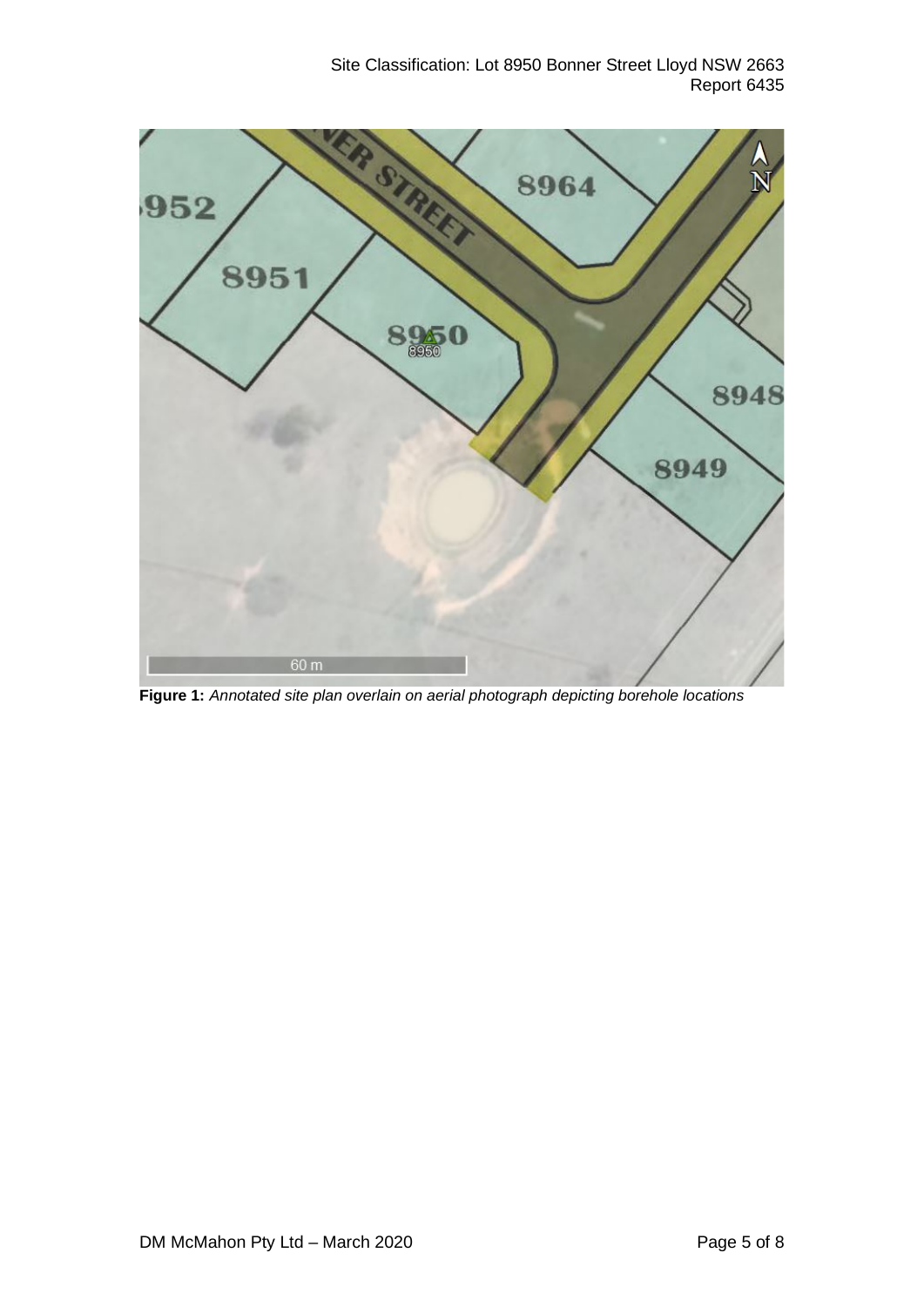**Figure 1:** *Annotated site plan overlain on aerial photograph depicting borehole locations*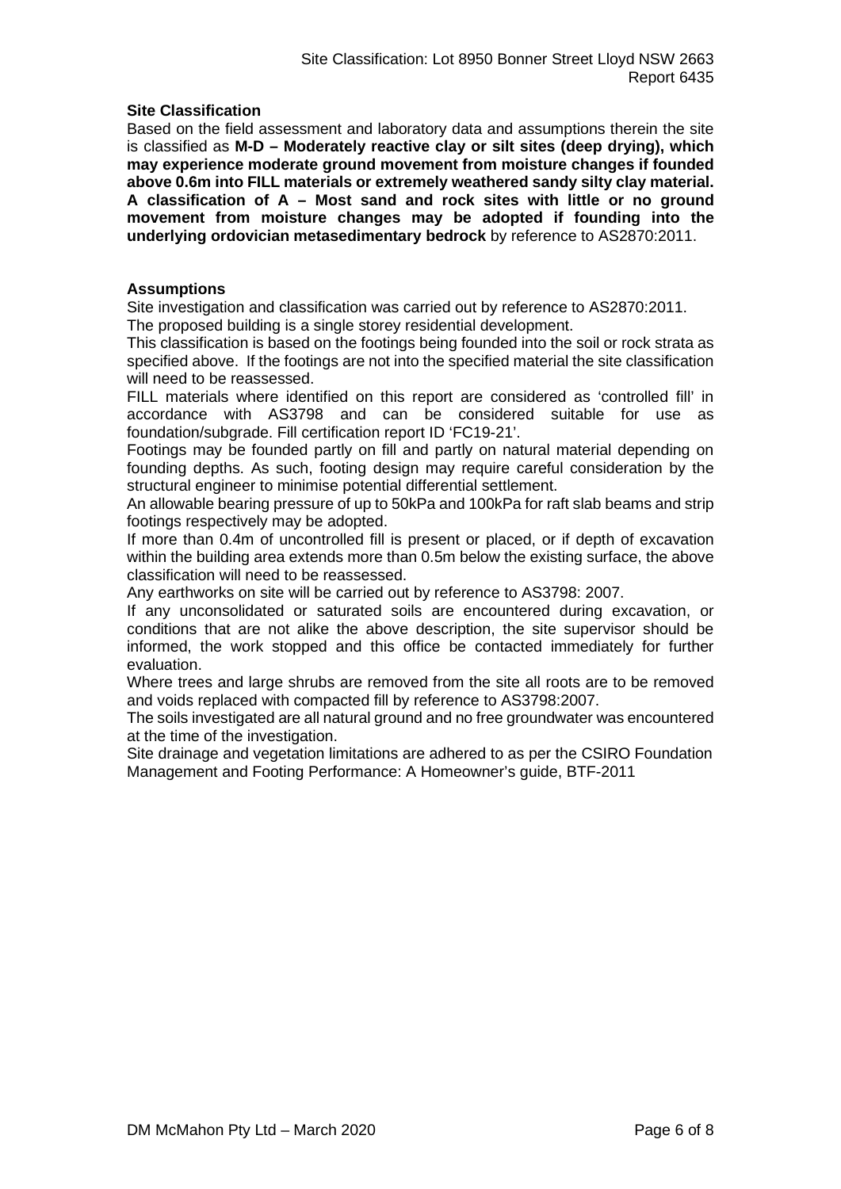**Site Classification**

Based on the field assessment and laboratory data and assumptions therein the site is classified as **M-D – Moderately reactive clay or silt sites (deep drying), which may experience moderate ground movement from moisture changes if founded above 0.6m into FILL materials or extremely weathered sandy silty clay material. A classification of A – Most sand and rock sites with little or no ground movement from moisture changes may be adopted if founding into the underlying ordovician metasedimentary bedrock** by reference to AS2870:2011.

**Assumptions**

Site investigation and classification was carried out by reference to AS2870:2011.

The proposed building is a single storey residential development.

This classification is based on the footings being founded into the soil or rock strata as specified above. If the footings are not into the specified material the site classification will need to be reassessed.

FILL materials where identified on this report are considered as 'controlled fill' in accordance with AS3798 and can be considered suitable for use as foundation/subgrade. Fill certification report ID 'FC19-21'.

Footings may be founded partly on fill and partly on natural material depending on founding depths. As such, footing design may require careful consideration by the structural engineer to minimise potential differential settlement.

An allowable bearing pressure of up to 50kPa and 100kPa for raft slab beams and strip footings respectively may be adopted.

If more than 0.4m of uncontrolled fill is present or placed, or if depth of excavation within the building area extends more than 0.5m below the existing surface, the above classification will need to be reassessed.

Any earthworks on site will be carried out by reference to AS3798: 2007.

If any unconsolidated or saturated soils are encountered during excavation, or conditions that are not alike the above description, the site supervisor should be informed, the work stopped and this office be contacted immediately for further evaluation.

Where trees and large shrubs are removed from the site all roots are to be removed and voids replaced with compacted fill by reference to AS3798:2007.

The soils investigated are all natural ground and no free groundwater was encountered at the time of the investigation.

Site drainage and vegetation limitations are adhered to as per the CSIRO Foundation Management and Footing Performance: A Homeowner's guide, BTF-2011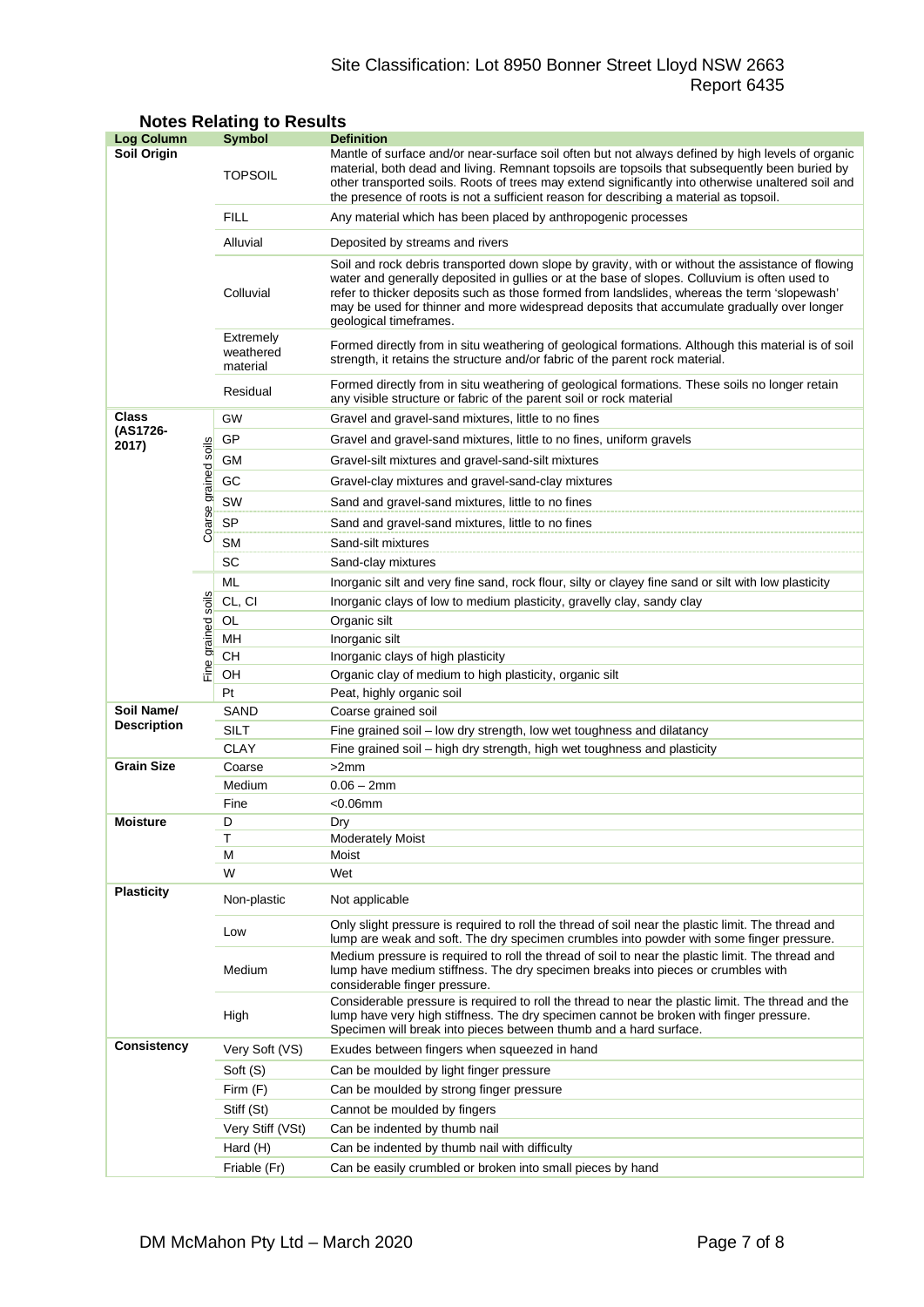## Notes Relating to Results

| Log Column | | Symbol | Definition |
|---|---|---|---|
| Soil Origin | | TOPSOIL | Mantle of surface and/or near-surface soil often but not always defined by high levels of organic material, both dead and living. Remnant topsoils are topsoils that subsequently been buried by other transported soils. Roots of trees may extend significantly into otherwise unaltered soil and the presence of roots is not a sufficient reason for describing a material as topsoil. |
| | | FILL | Any material which has been placed by anthropogenic processes |
| | | Alluvial | Deposited by streams and rivers |
| | | Colluvial | Soil and rock debris transported down slope by gravity, with or without the assistance of flowing water and generally deposited in gullies or at the base of slopes. Colluvium is often used to refer to thicker deposits such as those formed from landslides, whereas the term 'slopewash' may be used for thinner and more widespread deposits that accumulate gradually over longer geological timeframes. |
| | | Extremely weathered material | Formed directly from in situ weathering of geological formations. Although this material is of soil strength, it retains the structure and/or fabric of the parent rock material. |
| | | Residual | Formed directly from in situ weathering of geological formations. These soils no longer retain any visible structure or fabric of the parent soil or rock material |
| Class (AS1726-2017) | Coarse grained soils | GW | Gravel and gravel-sand mixtures, little to no fines |
| | | GP | Gravel and gravel-sand mixtures, little to no fines, uniform gravels |
| | | GM | Gravel-silt mixtures and gravel-sand-silt mixtures |
| | | GC | Gravel-clay mixtures and gravel-sand-clay mixtures |
| | | SW | Sand and gravel-sand mixtures, little to no fines |
| | | SP | Sand and gravel-sand mixtures, little to no fines |
| | | SM | Sand-silt mixtures |
| | | SC | Sand-clay mixtures |
| | Fine grained soils | ML | Inorganic silt and very fine sand, rock flour, silty or clayey fine sand or silt with low plasticity |
| | | CL, CI | Inorganic clays of low to medium plasticity, gravelly clay, sandy clay |
| | | OL | Organic silt |
| | | MH | Inorganic silt |
| | | CH | Inorganic clays of high plasticity |
| | | OH | Organic clay of medium to high plasticity, organic silt |
| | | Pt | Peat, highly organic soil |
| Soil Name/ Description | | SAND | Coarse grained soil |
| | | SILT | Fine grained soil – low dry strength, low wet toughness and dilatancy |
| | | CLAY | Fine grained soil – high dry strength, high wet toughness and plasticity |
| Grain Size | | Coarse | >2mm |
| | | Medium | 0.06 – 2mm |
| | | Fine | <0.06mm |
| Moisture | | D | Dry |
| | | T | Moderately Moist |
| | | M | Moist |
| | | W | Wet |
| Plasticity | | Non-plastic | Not applicable |
| | | Low | Only slight pressure is required to roll the thread of soil near the plastic limit. The thread and lump are weak and soft. The dry specimen crumbles into powder with some finger pressure. |
| | | Medium | Medium pressure is required to roll the thread of soil to near the plastic limit. The thread and lump have medium stiffness. The dry specimen breaks into pieces or crumbles with considerable finger pressure. |
| | | High | Considerable pressure is required to roll the thread to near the plastic limit. The thread and the lump have very high stiffness. The dry specimen cannot be broken with finger pressure. Specimen will break into pieces between thumb and a hard surface. |
| Consistency | | Very Soft (VS) | Exudes between fingers when squeezed in hand |
| | | Soft (S) | Can be moulded by light finger pressure |
| | | Firm (F) | Can be moulded by strong finger pressure |
| | | Stiff (St) | Cannot be moulded by fingers |
| | | Very Stiff (VSt) | Can be indented by thumb nail |
| | | Hard (H) | Can be indented by thumb nail with difficulty |
| | | Friable (Fr) | Can be easily crumbled or broken into small pieces by hand |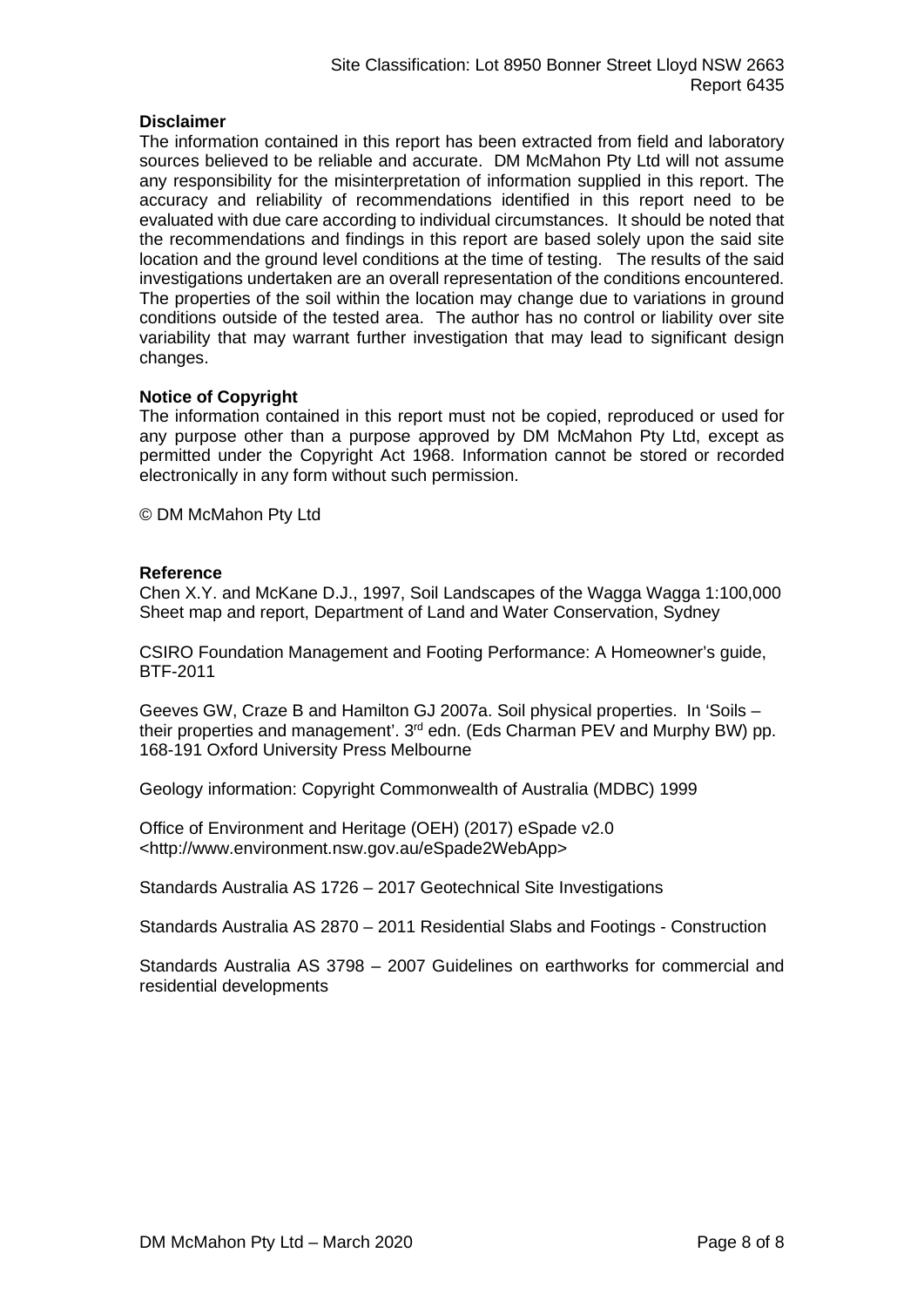**Disclaimer**

The information contained in this report has been extracted from field and laboratory sources believed to be reliable and accurate. DM McMahon Pty Ltd will not assume any responsibility for the misinterpretation of information supplied in this report. The accuracy and reliability of recommendations identified in this report need to be evaluated with due care according to individual circumstances. It should be noted that the recommendations and findings in this report are based solely upon the said site location and the ground level conditions at the time of testing. The results of the said investigations undertaken are an overall representation of the conditions encountered. The properties of the soil within the location may change due to variations in ground conditions outside of the tested area. The author has no control or liability over site variability that may warrant further investigation that may lead to significant design changes.

**Notice of Copyright**

The information contained in this report must not be copied, reproduced or used for any purpose other than a purpose approved by DM McMahon Pty Ltd, except as permitted under the Copyright Act 1968. Information cannot be stored or recorded electronically in any form without such permission.

© DM McMahon Pty Ltd

**Reference**

Chen X.Y. and McKane D.J., 1997, Soil Landscapes of the Wagga Wagga 1:100,000 Sheet map and report, Department of Land and Water Conservation, Sydney

CSIRO Foundation Management and Footing Performance: A Homeowner's guide, BTF-2011

Geeves GW, Craze B and Hamilton GJ 2007a. Soil physical properties. In 'Soils – their properties and management'. 3rd edn. (Eds Charman PEV and Murphy BW) pp. 168-191 Oxford University Press Melbourne

Geology information: Copyright Commonwealth of Australia (MDBC) 1999

Office of Environment and Heritage (OEH) (2017) eSpade v2.0 <http://www.environment.nsw.gov.au/eSpade2WebApp>

Standards Australia AS 1726 – 2017 Geotechnical Site Investigations

Standards Australia AS 2870 – 2011 Residential Slabs and Footings - Construction

Standards Australia AS 3798 – 2007 Guidelines on earthworks for commercial and residential developments